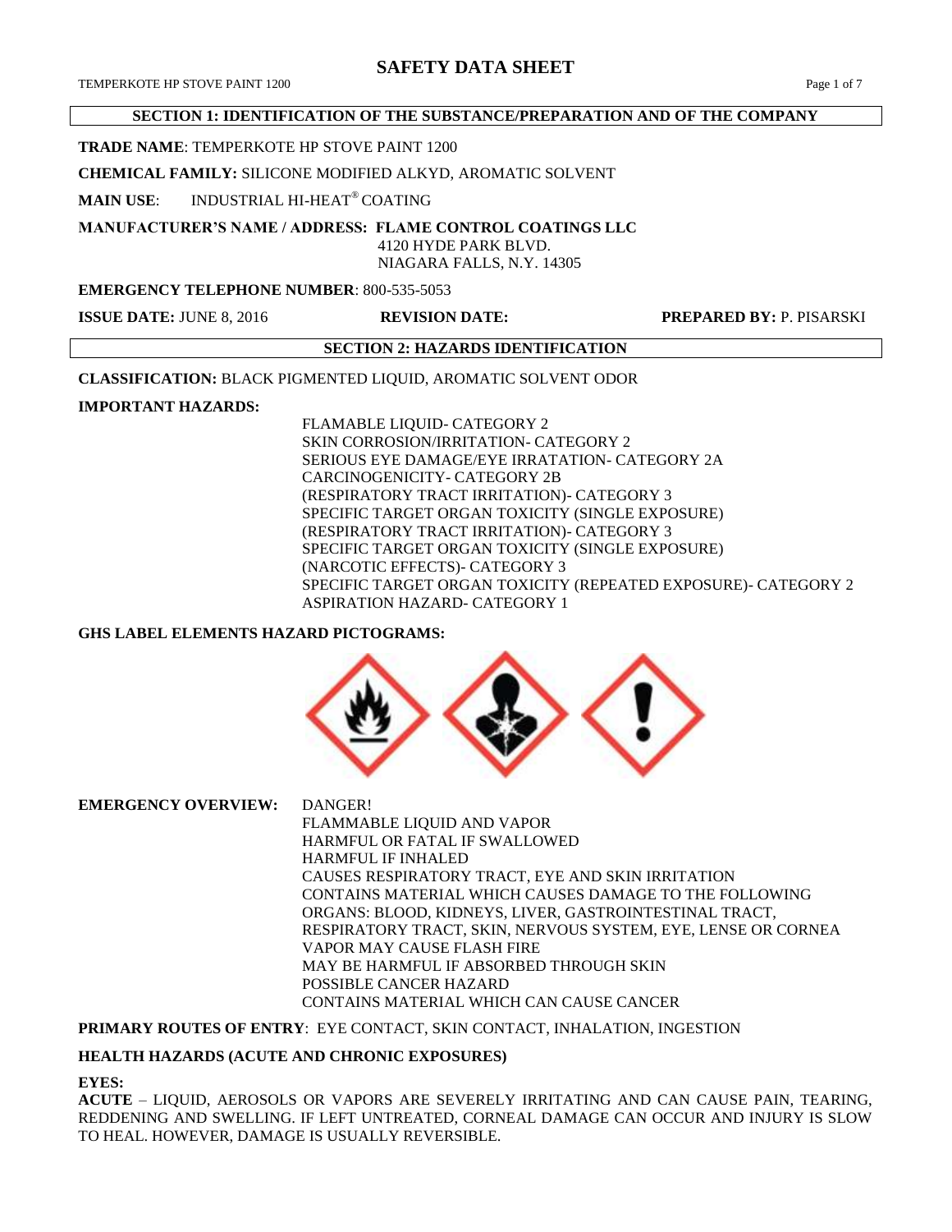# SAFETY DATA SHEET

## SECTION 1: IDENTIFICATION OF THE SUBSTANCE/PREPARATION AND OF THE COMPANY

**TRADE NAME**: TEMPERKOTE HP STOVE PAINT 1200

**CHEMICAL FAMILY:** SILICONE MODIFIED ALKYD, AROMATIC SOLVENT

**MAIN USE**: INDUSTRIAL HI-HEAT® COATING

**MANUFACTURER'S NAME / ADDRESS: FLAME CONTROL COATINGS LLC**
4120 HYDE PARK BLVD.
NIAGARA FALLS, N.Y. 14305

**EMERGENCY TELEPHONE NUMBER**: 800-535-5053

**ISSUE DATE:** JUNE 8, 2016 **REVISION DATE:** **PREPARED BY:** P. PISARSKI

## SECTION 2: HAZARDS IDENTIFICATION

**CLASSIFICATION:** BLACK PIGMENTED LIQUID, AROMATIC SOLVENT ODOR

**IMPORTANT HAZARDS:**

FLAMABLE LIQUID- CATEGORY 2
SKIN CORROSION/IRRITATION- CATEGORY 2
SERIOUS EYE DAMAGE/EYE IRRATATION- CATEGORY 2A
CARCINOGENICITY- CATEGORY 2B
(RESPIRATORY TRACT IRRITATION)- CATEGORY 3
SPECIFIC TARGET ORGAN TOXICITY (SINGLE EXPOSURE)
(RESPIRATORY TRACT IRRITATION)- CATEGORY 3
SPECIFIC TARGET ORGAN TOXICITY (SINGLE EXPOSURE)
(NARCOTIC EFFECTS)- CATEGORY 3
SPECIFIC TARGET ORGAN TOXICITY (REPEATED EXPOSURE)- CATEGORY 2
ASPIRATION HAZARD- CATEGORY 1

**GHS LABEL ELEMENTS HAZARD PICTOGRAMS:**

**EMERGENCY OVERVIEW:** DANGER!
FLAMMABLE LIQUID AND VAPOR
HARMFUL OR FATAL IF SWALLOWED
HARMFUL IF INHALED
CAUSES RESPIRATORY TRACT, EYE AND SKIN IRRITATION
CONTAINS MATERIAL WHICH CAUSES DAMAGE TO THE FOLLOWING ORGANS: BLOOD, KIDNEYS, LIVER, GASTROINTESTINAL TRACT, RESPIRATORY TRACT, SKIN, NERVOUS SYSTEM, EYE, LENSE OR CORNEA
VAPOR MAY CAUSE FLASH FIRE
MAY BE HARMFUL IF ABSORBED THROUGH SKIN
POSSIBLE CANCER HAZARD
CONTAINS MATERIAL WHICH CAN CAUSE CANCER

**PRIMARY ROUTES OF ENTRY**: EYE CONTACT, SKIN CONTACT, INHALATION, INGESTION

**HEALTH HAZARDS (ACUTE AND CHRONIC EXPOSURES)**

**EYES:**

**ACUTE** – LIQUID, AEROSOLS OR VAPORS ARE SEVERELY IRRITATING AND CAN CAUSE PAIN, TEARING, REDDENING AND SWELLING. IF LEFT UNTREATED, CORNEAL DAMAGE CAN OCCUR AND INJURY IS SLOW TO HEAL. HOWEVER, DAMAGE IS USUALLY REVERSIBLE.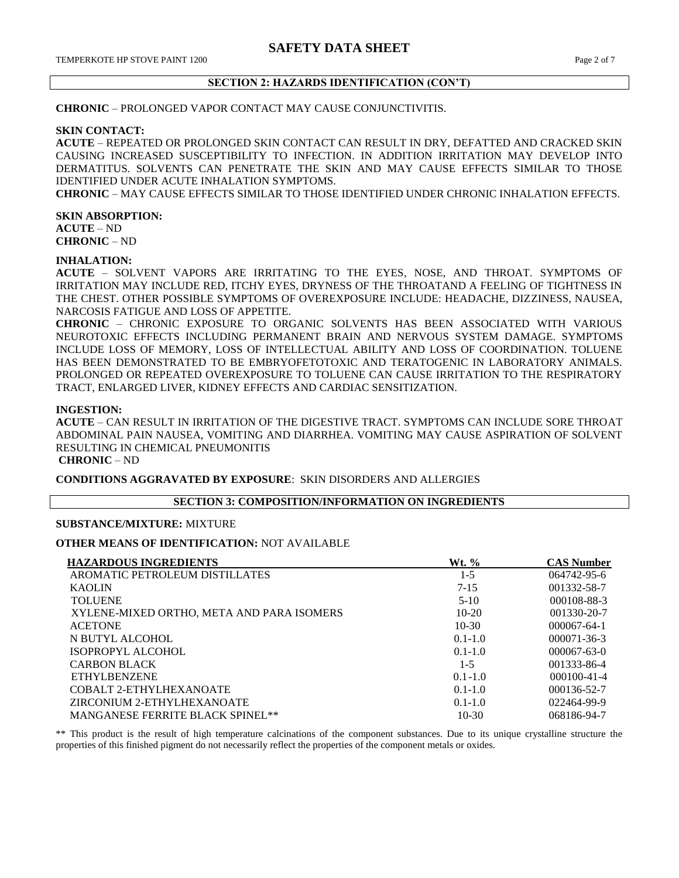## SECTION 2: HAZARDS IDENTIFICATION (CON'T)

**CHRONIC** – PROLONGED VAPOR CONTACT MAY CAUSE CONJUNCTIVITIS.

**SKIN CONTACT:**

**ACUTE** – REPEATED OR PROLONGED SKIN CONTACT CAN RESULT IN DRY, DEFATTED AND CRACKED SKIN CAUSING INCREASED SUSCEPTIBILITY TO INFECTION. IN ADDITION IRRITATION MAY DEVELOP INTO DERMATITUS. SOLVENTS CAN PENETRATE THE SKIN AND MAY CAUSE EFFECTS SIMILAR TO THOSE IDENTIFIED UNDER ACUTE INHALATION SYMPTOMS.

**CHRONIC** – MAY CAUSE EFFECTS SIMILAR TO THOSE IDENTIFIED UNDER CHRONIC INHALATION EFFECTS.

**SKIN ABSORPTION:**

**ACUTE** – ND

**CHRONIC** – ND

**INHALATION:**

**ACUTE** – SOLVENT VAPORS ARE IRRITATING TO THE EYES, NOSE, AND THROAT. SYMPTOMS OF IRRITATION MAY INCLUDE RED, ITCHY EYES, DRYNESS OF THE THROATAND A FEELING OF TIGHTNESS IN THE CHEST. OTHER POSSIBLE SYMPTOMS OF OVEREXPOSURE INCLUDE: HEADACHE, DIZZINESS, NAUSEA, NARCOSIS FATIGUE AND LOSS OF APPETITE.

**CHRONIC** – CHRONIC EXPOSURE TO ORGANIC SOLVENTS HAS BEEN ASSOCIATED WITH VARIOUS NEUROTOXIC EFFECTS INCLUDING PERMANENT BRAIN AND NERVOUS SYSTEM DAMAGE. SYMPTOMS INCLUDE LOSS OF MEMORY, LOSS OF INTELLECTUAL ABILITY AND LOSS OF COORDINATION. TOLUENE HAS BEEN DEMONSTRATED TO BE EMBRYOFETOTOXIC AND TERATOGENIC IN LABORATORY ANIMALS. PROLONGED OR REPEATED OVEREXPOSURE TO TOLUENE CAN CAUSE IRRITATION TO THE RESPIRATORY TRACT, ENLARGED LIVER, KIDNEY EFFECTS AND CARDIAC SENSITIZATION.

**INGESTION:**

**ACUTE** – CAN RESULT IN IRRITATION OF THE DIGESTIVE TRACT. SYMPTOMS CAN INCLUDE SORE THROAT ABDOMINAL PAIN NAUSEA, VOMITING AND DIARRHEA. VOMITING MAY CAUSE ASPIRATION OF SOLVENT RESULTING IN CHEMICAL PNEUMONITIS

**CHRONIC** – ND

**CONDITIONS AGGRAVATED BY EXPOSURE**: SKIN DISORDERS AND ALLERGIES

## SECTION 3: COMPOSITION/INFORMATION ON INGREDIENTS

**SUBSTANCE/MIXTURE:** MIXTURE

**OTHER MEANS OF IDENTIFICATION:** NOT AVAILABLE

| HAZARDOUS INGREDIENTS | Wt. % | CAS Number |
|---|---|---|
| AROMATIC PETROLEUM DISTILLATES | 1-5 | 064742-95-6 |
| KAOLIN | 7-15 | 001332-58-7 |
| TOLUENE | 5-10 | 000108-88-3 |
| XYLENE-MIXED ORTHO, META AND PARA ISOMERS | 10-20 | 001330-20-7 |
| ACETONE | 10-30 | 000067-64-1 |
| N BUTYL ALCOHOL | 0.1-1.0 | 000071-36-3 |
| ISOPROPYL ALCOHOL | 0.1-1.0 | 000067-63-0 |
| CARBON BLACK | 1-5 | 001333-86-4 |
| ETHYLBENZENE | 0.1-1.0 | 000100-41-4 |
| COBALT 2-ETHYLHEXANOATE | 0.1-1.0 | 000136-52-7 |
| ZIRCONIUM 2-ETHYLHEXANOATE | 0.1-1.0 | 022464-99-9 |
| MANGANESE FERRITE BLACK SPINEL** | 10-30 | 068186-94-7 |

** This product is the result of high temperature calcinations of the component substances. Due to its unique crystalline structure the properties of this finished pigment do not necessarily reflect the properties of the component metals or oxides.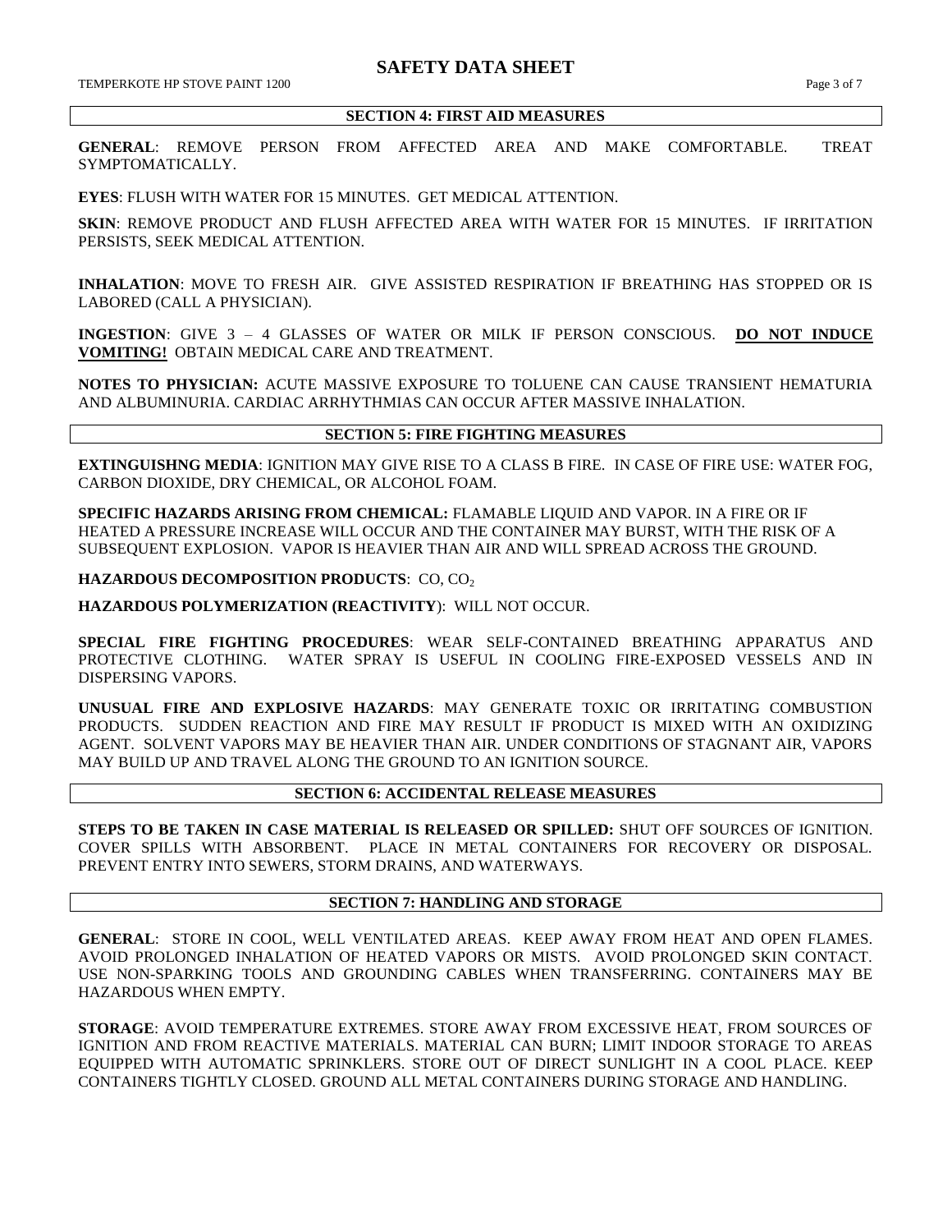## SECTION 4: FIRST AID MEASURES

**GENERAL**: REMOVE PERSON FROM AFFECTED AREA AND MAKE COMFORTABLE. TREAT SYMPTOMATICALLY.

**EYES**: FLUSH WITH WATER FOR 15 MINUTES. GET MEDICAL ATTENTION.

**SKIN**: REMOVE PRODUCT AND FLUSH AFFECTED AREA WITH WATER FOR 15 MINUTES. IF IRRITATION PERSISTS, SEEK MEDICAL ATTENTION.

**INHALATION**: MOVE TO FRESH AIR. GIVE ASSISTED RESPIRATION IF BREATHING HAS STOPPED OR IS LABORED (CALL A PHYSICIAN).

**INGESTION**: GIVE 3 – 4 GLASSES OF WATER OR MILK IF PERSON CONSCIOUS. **DO NOT INDUCE VOMITING!** OBTAIN MEDICAL CARE AND TREATMENT.

**NOTES TO PHYSICIAN:** ACUTE MASSIVE EXPOSURE TO TOLUENE CAN CAUSE TRANSIENT HEMATURIA AND ALBUMINURIA. CARDIAC ARRHYTHMIAS CAN OCCUR AFTER MASSIVE INHALATION.

## SECTION 5: FIRE FIGHTING MEASURES

**EXTINGUISHNG MEDIA**: IGNITION MAY GIVE RISE TO A CLASS B FIRE. IN CASE OF FIRE USE: WATER FOG, CARBON DIOXIDE, DRY CHEMICAL, OR ALCOHOL FOAM.

**SPECIFIC HAZARDS ARISING FROM CHEMICAL:** FLAMABLE LIQUID AND VAPOR. IN A FIRE OR IF HEATED A PRESSURE INCREASE WILL OCCUR AND THE CONTAINER MAY BURST, WITH THE RISK OF A SUBSEQUENT EXPLOSION. VAPOR IS HEAVIER THAN AIR AND WILL SPREAD ACROSS THE GROUND.

**HAZARDOUS DECOMPOSITION PRODUCTS**: $CO$, $CO_2$

**HAZARDOUS POLYMERIZATION (REACTIVITY)**: WILL NOT OCCUR.

**SPECIAL FIRE FIGHTING PROCEDURES**: WEAR SELF-CONTAINED BREATHING APPARATUS AND PROTECTIVE CLOTHING. WATER SPRAY IS USEFUL IN COOLING FIRE-EXPOSED VESSELS AND IN DISPERSING VAPORS.

**UNUSUAL FIRE AND EXPLOSIVE HAZARDS**: MAY GENERATE TOXIC OR IRRITATING COMBUSTION PRODUCTS. SUDDEN REACTION AND FIRE MAY RESULT IF PRODUCT IS MIXED WITH AN OXIDIZING AGENT. SOLVENT VAPORS MAY BE HEAVIER THAN AIR. UNDER CONDITIONS OF STAGNANT AIR, VAPORS MAY BUILD UP AND TRAVEL ALONG THE GROUND TO AN IGNITION SOURCE.

## SECTION 6: ACCIDENTAL RELEASE MEASURES

**STEPS TO BE TAKEN IN CASE MATERIAL IS RELEASED OR SPILLED:** SHUT OFF SOURCES OF IGNITION. COVER SPILLS WITH ABSORBENT. PLACE IN METAL CONTAINERS FOR RECOVERY OR DISPOSAL. PREVENT ENTRY INTO SEWERS, STORM DRAINS, AND WATERWAYS.

## SECTION 7: HANDLING AND STORAGE

**GENERAL**: STORE IN COOL, WELL VENTILATED AREAS. KEEP AWAY FROM HEAT AND OPEN FLAMES. AVOID PROLONGED INHALATION OF HEATED VAPORS OR MISTS. AVOID PROLONGED SKIN CONTACT. USE NON-SPARKING TOOLS AND GROUNDING CABLES WHEN TRANSFERRING. CONTAINERS MAY BE HAZARDOUS WHEN EMPTY.

**STORAGE**: AVOID TEMPERATURE EXTREMES. STORE AWAY FROM EXCESSIVE HEAT, FROM SOURCES OF IGNITION AND FROM REACTIVE MATERIALS. MATERIAL CAN BURN; LIMIT INDOOR STORAGE TO AREAS EQUIPPED WITH AUTOMATIC SPRINKLERS. STORE OUT OF DIRECT SUNLIGHT IN A COOL PLACE. KEEP CONTAINERS TIGHTLY CLOSED. GROUND ALL METAL CONTAINERS DURING STORAGE AND HANDLING.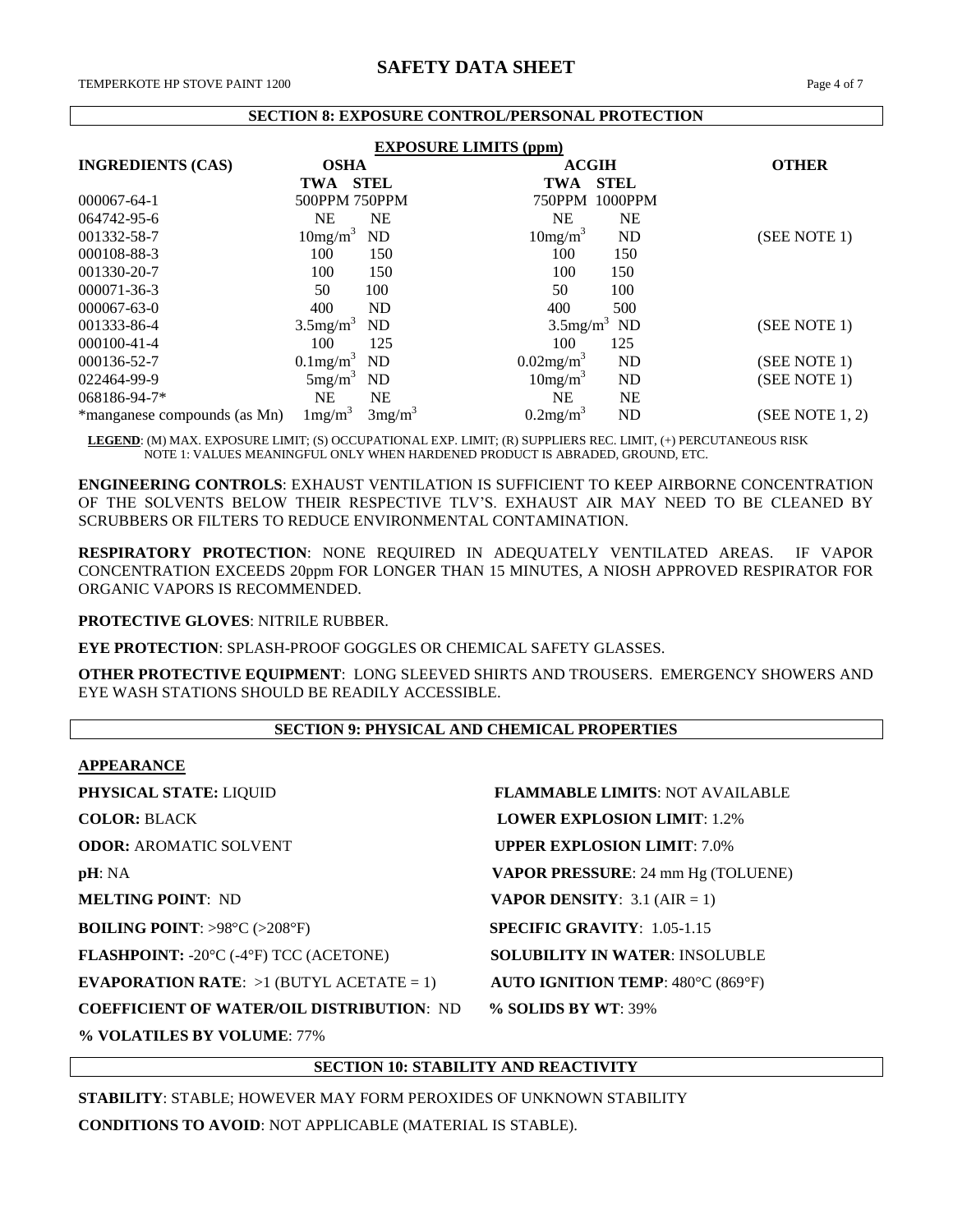# SAFETY DATA SHEET

TEMPERKOTE HP STOVE PAINT 1200

## SECTION 8: EXPOSURE CONTROL/PERSONAL PROTECTION

**EXPOSURE LIMITS (ppm)**

| INGREDIENTS (CAS) | OSHA TWA | OSHA STEL | ACGIH TWA | ACGIH STEL | OTHER |
|---|---|---|---|---|---|
| 000067-64-1 | 500PPM | 750PPM | 750PPM | 1000PPM | |
| 064742-95-6 | NE | NE | NE | NE | |
| 001332-58-7 | $10 mg/m^3$ | ND | $10 mg/m^3$ | ND | (SEE NOTE 1) |
| 000108-88-3 | 100 | 150 | 100 | 150 | |
| 001330-20-7 | 100 | 150 | 100 | 150 | |
| 000071-36-3 | 50 | 100 | 50 | 100 | |
| 000067-63-0 | 400 | ND | 400 | 500 | |
| 001333-86-4 | $3.5 mg/m^3$ | ND | $3.5 mg/m^3$ | ND | (SEE NOTE 1) |
| 000100-41-4 | 100 | 125 | 100 | 125 | |
| 000136-52-7 | $0.1 mg/m^3$ | ND | $0.02 mg/m^3$ | ND | (SEE NOTE 1) |
| 022464-99-9 | $5 mg/m^3$ | ND | $10 mg/m^3$ | ND | (SEE NOTE 1) |
| 068186-94-7* | NE | NE | NE | NE | |
| *manganese compounds (as Mn) | $1 mg/m^3$ | $3 mg/m^3$ | $0.2 mg/m^3$ | ND | (SEE NOTE 1, 2) |

**LEGEND**: (M) MAX. EXPOSURE LIMIT; (S) OCCUPATIONAL EXP. LIMIT; (R) SUPPLIERS REC. LIMIT, (+) PERCUTANEOUS RISK
NOTE 1: VALUES MEANINGFUL ONLY WHEN HARDENED PRODUCT IS ABRADED, GROUND, ETC.

**ENGINEERING CONTROLS**: EXHAUST VENTILATION IS SUFFICIENT TO KEEP AIRBORNE CONCENTRATION OF THE SOLVENTS BELOW THEIR RESPECTIVE TLV'S. EXHAUST AIR MAY NEED TO BE CLEANED BY SCRUBBERS OR FILTERS TO REDUCE ENVIRONMENTAL CONTAMINATION.

**RESPIRATORY PROTECTION**: NONE REQUIRED IN ADEQUATELY VENTILATED AREAS. IF VAPOR CONCENTRATION EXCEEDS 20ppm FOR LONGER THAN 15 MINUTES, A NIOSH APPROVED RESPIRATOR FOR ORGANIC VAPORS IS RECOMMENDED.

**PROTECTIVE GLOVES**: NITRILE RUBBER.

**EYE PROTECTION**: SPLASH-PROOF GOGGLES OR CHEMICAL SAFETY GLASSES.

**OTHER PROTECTIVE EQUIPMENT**: LONG SLEEVED SHIRTS AND TROUSERS. EMERGENCY SHOWERS AND EYE WASH STATIONS SHOULD BE READILY ACCESSIBLE.

## SECTION 9: PHYSICAL AND CHEMICAL PROPERTIES

**APPEARANCE**

**PHYSICAL STATE:** LIQUID

**COLOR:** BLACK

**ODOR:** AROMATIC SOLVENT

**pH**: NA

**MELTING POINT**: ND

**BOILING POINT**: >98°C (>208°F)

**FLASHPOINT:** -20°C (-4°F) TCC (ACETONE)

**EVAPORATION RATE**: >1 (BUTYL ACETATE = 1)

**COEFFICIENT OF WATER/OIL DISTRIBUTION**: ND

**% VOLATILES BY VOLUME**: 77%

**FLAMMABLE LIMITS**: NOT AVAILABLE

**LOWER EXPLOSION LIMIT**: 1.2%

**UPPER EXPLOSION LIMIT**: 7.0%

**VAPOR PRESSURE**: 24 mm Hg (TOLUENE)

**VAPOR DENSITY**: 3.1 (AIR = 1)

**SPECIFIC GRAVITY**: 1.05-1.15

**SOLUBILITY IN WATER**: INSOLUBLE

**AUTO IGNITION TEMP**: 480°C (869°F)

**% SOLIDS BY WT**: 39%

## SECTION 10: STABILITY AND REACTIVITY

**STABILITY**: STABLE; HOWEVER MAY FORM PEROXIDES OF UNKNOWN STABILITY

**CONDITIONS TO AVOID**: NOT APPLICABLE (MATERIAL IS STABLE).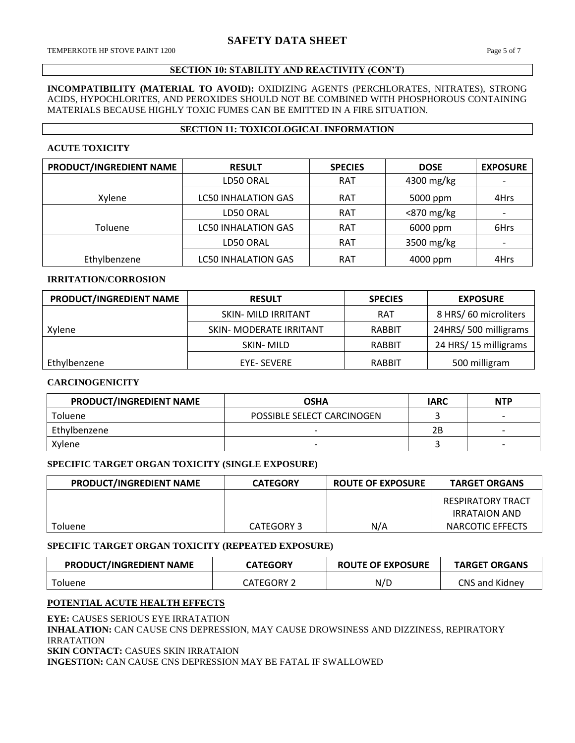## SECTION 10: STABILITY AND REACTIVITY (CON'T)

**INCOMPATIBILITY (MATERIAL TO AVOID):** OXIDIZING AGENTS (PERCHLORATES, NITRATES), STRONG ACIDS, HYPOCHLORITES, AND PEROXIDES SHOULD NOT BE COMBINED WITH PHOSPHOROUS CONTAINING MATERIALS BECAUSE HIGHLY TOXIC FUMES CAN BE EMITTED IN A FIRE SITUATION.

## SECTION 11: TOXICOLOGICAL INFORMATION

### ACUTE TOXICITY

| PRODUCT/INGREDIENT NAME | RESULT | SPECIES | DOSE | EXPOSURE |
|---|---|---|---|---|
| Xylene | LD50 ORAL | RAT | 4300 mg/kg | - |
| | LC50 INHALATION GAS | RAT | 5000 ppm | 4Hrs |
| Toluene | LD50 ORAL | RAT | <870 mg/kg | - |
| | LC50 INHALATION GAS | RAT | 6000 ppm | 6Hrs |
| Ethylbenzene | LD50 ORAL | RAT | 3500 mg/kg | - |
| | LC50 INHALATION GAS | RAT | 4000 ppm | 4Hrs |

### IRRITATION/CORROSION

| PRODUCT/INGREDIENT NAME | RESULT | SPECIES | EXPOSURE |
|---|---|---|---|
| Xylene | SKIN- MILD IRRITANT | RAT | 8 HRS/ 60 microliters |
| | SKIN- MODERATE IRRITANT | RABBIT | 24HRS/ 500 milligrams |
| Ethylbenzene | SKIN- MILD | RABBIT | 24 HRS/ 15 milligrams |
| | EYE- SEVERE | RABBIT | 500 milligram |

### CARCINOGENICITY

| PRODUCT/INGREDIENT NAME | OSHA | IARC | NTP |
|---|---|---|---|
| Toluene | POSSIBLE SELECT CARCINOGEN | 3 | - |
| Ethylbenzene | - | 2B | - |
| Xylene | - | 3 | - |

### SPECIFIC TARGET ORGAN TOXICITY (SINGLE EXPOSURE)

| PRODUCT/INGREDIENT NAME | CATEGORY | ROUTE OF EXPOSURE | TARGET ORGANS |
|---|---|---|---|
| Toluene | CATEGORY 3 | N/A | RESPIRATORY TRACT IRRATAION AND NARCOTIC EFFECTS |

### SPECIFIC TARGET ORGAN TOXICITY (REPEATED EXPOSURE)

| PRODUCT/INGREDIENT NAME | CATEGORY | ROUTE OF EXPOSURE | TARGET ORGANS |
|---|---|---|---|
| Toluene | CATEGORY 2 | N/D | CNS and Kidney |

### POTENTIAL ACUTE HEALTH EFFECTS

**EYE:** CAUSES SERIOUS EYE IRRATATION
**INHALATION:** CAN CAUSE CNS DEPRESSION, MAY CAUSE DROWSINESS AND DIZZINESS, REPIRATORY IRRATATION
**SKIN CONTACT:** CASUES SKIN IRRATAION
**INGESTION:** CAN CAUSE CNS DEPRESSION MAY BE FATAL IF SWALLOWED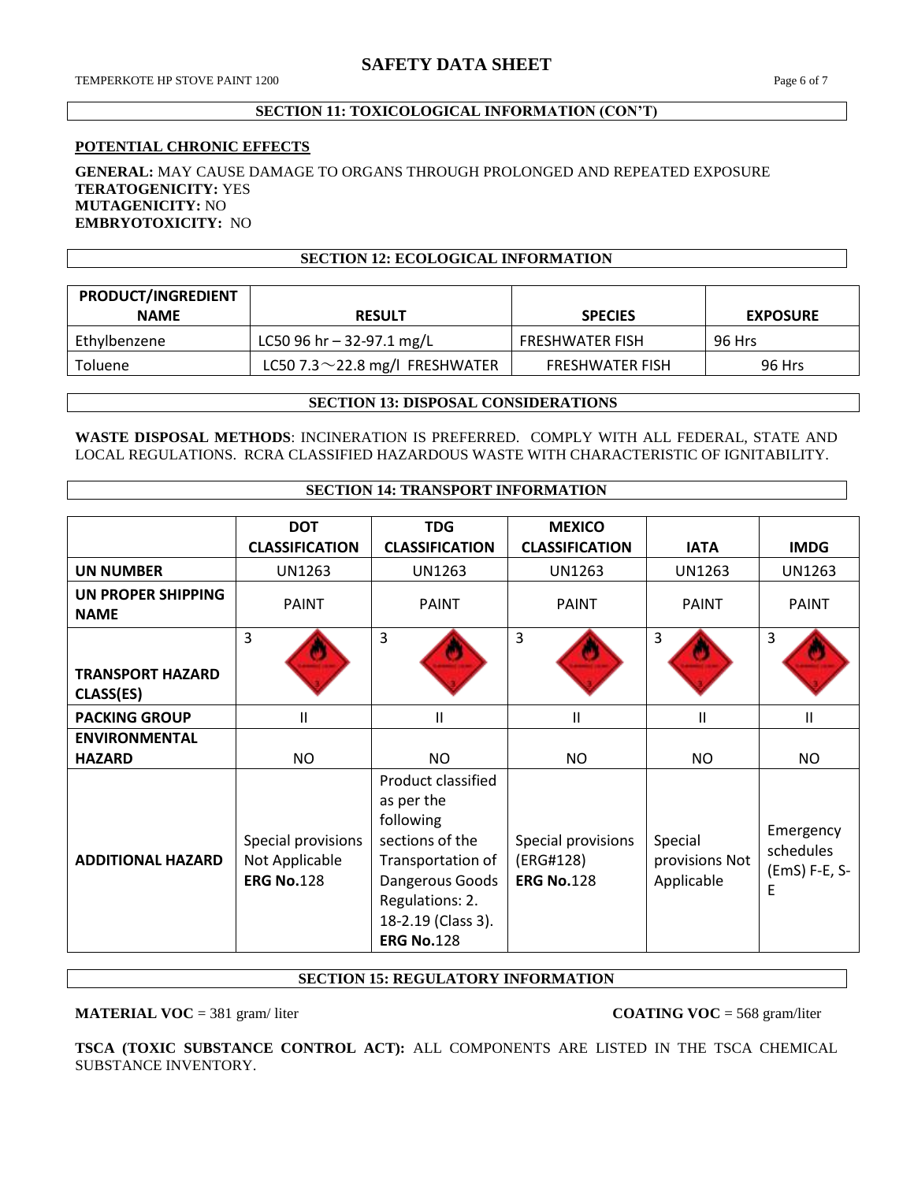## SECTION 11: TOXICOLOGICAL INFORMATION (CON'T)

**POTENTIAL CHRONIC EFFECTS**

**GENERAL:** MAY CAUSE DAMAGE TO ORGANS THROUGH PROLONGED AND REPEATED EXPOSURE
**TERATOGENICITY:** YES
**MUTAGENICITY:** NO
**EMBRYOTOXICITY:** NO

## SECTION 12: ECOLOGICAL INFORMATION

| PRODUCT/INGREDIENT NAME | RESULT | SPECIES | EXPOSURE |
|---|---|---|---|
| Ethylbenzene | LC50 96 hr – 32-97.1 mg/L | FRESHWATER FISH | 96 Hrs |
| Toluene | LC50 7.3～22.8 mg/l FRESHWATER | FRESHWATER FISH | 96 Hrs |

## SECTION 13: DISPOSAL CONSIDERATIONS

**WASTE DISPOSAL METHODS**: INCINERATION IS PREFERRED. COMPLY WITH ALL FEDERAL, STATE AND LOCAL REGULATIONS. RCRA CLASSIFIED HAZARDOUS WASTE WITH CHARACTERISTIC OF IGNITABILITY.

## SECTION 14: TRANSPORT INFORMATION

| | DOT CLASSIFICATION | TDG CLASSIFICATION | MEXICO CLASSIFICATION | IATA | IMDG |
|---|---|---|---|---|---|
| **UN NUMBER** | UN1263 | UN1263 | UN1263 | UN1263 | UN1263 |
| **UN PROPER SHIPPING NAME** | PAINT | PAINT | PAINT | PAINT | PAINT |
| **TRANSPORT HAZARD CLASS(ES)** | 3 | 3 | 3 | 3 | 3 |
| **PACKING GROUP** | II | II | II | II | II |
| **ENVIRONMENTAL HAZARD** | NO | NO | NO | NO | NO |
| **ADDITIONAL HAZARD** | Special provisions Not Applicable **ERG No.**128 | Product classified as per the following sections of the Transportation of Dangerous Goods Regulations: 2. 18-2.19 (Class 3). **ERG No.**128 | Special provisions (ERG#128) **ERG No.**128 | Special provisions Not Applicable | Emergency schedules (EmS) F-E, S-E |

## SECTION 15: REGULATORY INFORMATION

**MATERIAL VOC** = 381 gram/ liter **COATING VOC** = 568 gram/liter

**TSCA (TOXIC SUBSTANCE CONTROL ACT):** ALL COMPONENTS ARE LISTED IN THE TSCA CHEMICAL SUBSTANCE INVENTORY.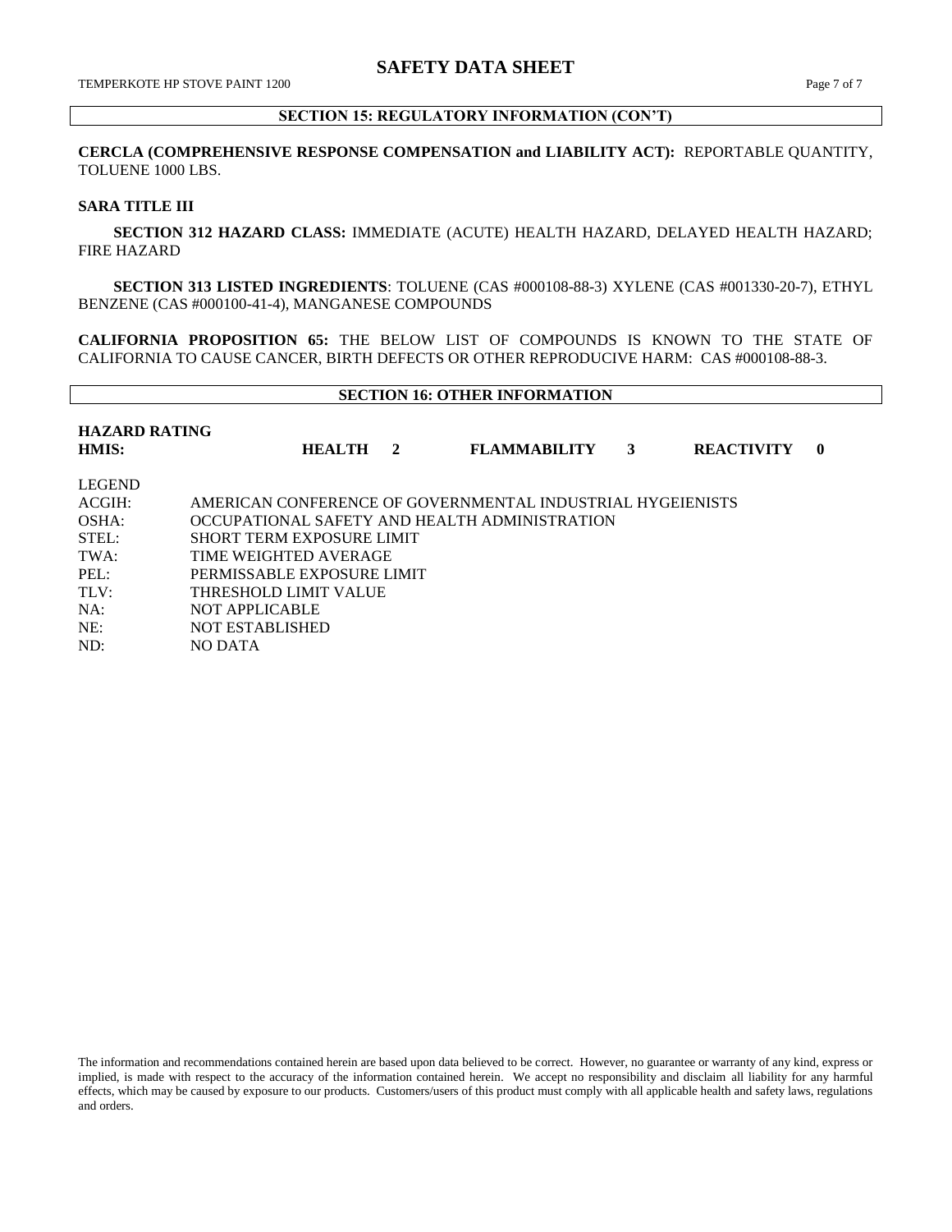## SECTION 15: REGULATORY INFORMATION (CON'T)

**CERCLA (COMPREHENSIVE RESPONSE COMPENSATION and LIABILITY ACT):** REPORTABLE QUANTITY, TOLUENE 1000 LBS.

**SARA TITLE III**

**SECTION 312 HAZARD CLASS:** IMMEDIATE (ACUTE) HEALTH HAZARD, DELAYED HEALTH HAZARD; FIRE HAZARD

**SECTION 313 LISTED INGREDIENTS**: TOLUENE (CAS #000108-88-3) XYLENE (CAS #001330-20-7), ETHYL BENZENE (CAS #000100-41-4), MANGANESE COMPOUNDS

**CALIFORNIA PROPOSITION 65:** THE BELOW LIST OF COMPOUNDS IS KNOWN TO THE STATE OF CALIFORNIA TO CAUSE CANCER, BIRTH DEFECTS OR OTHER REPRODUCIVE HARM: CAS #000108-88-3.

## SECTION 16: OTHER INFORMATION

**HAZARD RATING**

| | | | |
|---|---|---|---|
| **HMIS:** | **HEALTH 2** | **FLAMMABILITY 3** | **REACTIVITY 0** |

LEGEND

| | |
|---|---|
| ACGIH: | AMERICAN CONFERENCE OF GOVERNMENTAL INDUSTRIAL HYGEIENISTS |
| OSHA: | OCCUPATIONAL SAFETY AND HEALTH ADMINISTRATION |
| STEL: | SHORT TERM EXPOSURE LIMIT |
| TWA: | TIME WEIGHTED AVERAGE |
| PEL: | PERMISSABLE EXPOSURE LIMIT |
| TLV: | THRESHOLD LIMIT VALUE |
| NA: | NOT APPLICABLE |
| NE: | NOT ESTABLISHED |
| ND: | NO DATA |

The information and recommendations contained herein are based upon data believed to be correct. However, no guarantee or warranty of any kind, express or implied, is made with respect to the accuracy of the information contained herein. We accept no responsibility and disclaim all liability for any harmful effects, which may be caused by exposure to our products. Customers/users of this product must comply with all applicable health and safety laws, regulations and orders.